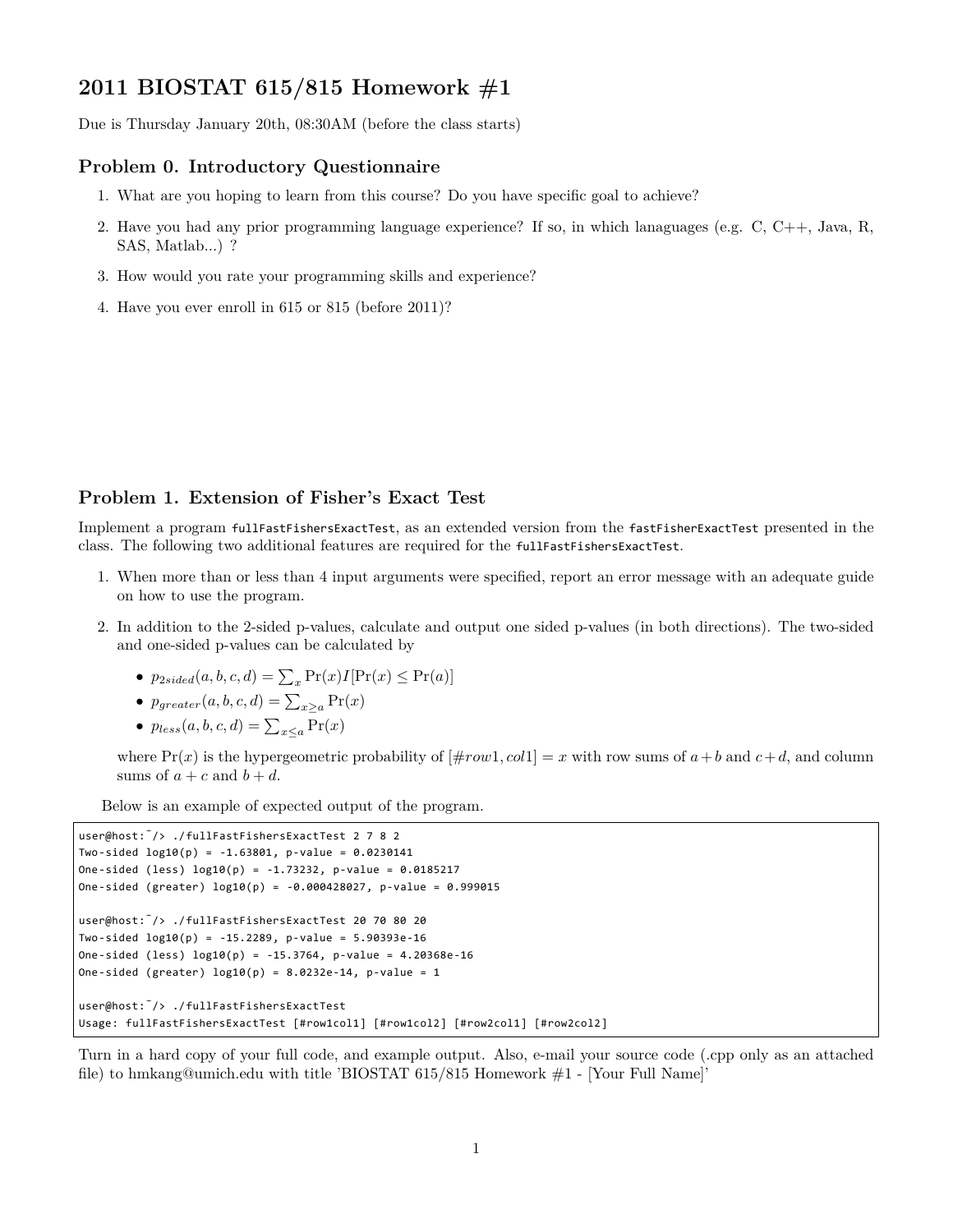## 2011 BIOSTAT 615/815 Homework #1

Due is Thursday January 20th, 08:30AM (before the class starts)

### Problem 0. Introductory Questionnaire

1. What are you hoping to learn from this course? Do you have specific goal to achieve?
2. Have you had any prior programming language experience? If so, in which lanaguages (e.g. C, C++, Java, R, SAS, Matlab...) ?
3. How would you rate your programming skills and experience?
4. Have you ever enroll in 615 or 815 (before 2011)?

### Problem 1. Extension of Fisher's Exact Test

Implement a program `fullFastFishersExactTest`, as an extended version from the `fastFisherExactTest` presented in the class. The following two additional features are required for the `fullFastFishersExactTest`.

1. When more than or less than 4 input arguments were specified, report an error message with an adequate guide on how to use the program.
2. In addition to the 2-sided p-values, calculate and output one sided p-values (in both directions). The two-sided and one-sided p-values can be calculated by
   - $p_{2sided}(a, b, c, d) = \sum_x \Pr(x) I[\Pr(x) \leq \Pr(a)]$
   - $p_{greater}(a, b, c, d) = \sum_{x \geq a} \Pr(x)$
   - $p_{less}(a, b, c, d) = \sum_{x \leq a} \Pr(x)$

   where $\Pr(x)$ is the hypergeometric probability of $[\#row1, col1] = x$ with row sums of $a+b$ and $c+d$, and column sums of $a+c$ and $b+d$.

Below is an example of expected output of the program.

```
user@host:~/> ./fullFastFishersExactTest 2 7 8 2
Two-sided log10(p) = -1.63801, p-value = 0.0230141
One-sided (less) log10(p) = -1.73232, p-value = 0.0185217
One-sided (greater) log10(p) = -0.000428027, p-value = 0.999015

user@host:~/> ./fullFastFishersExactTest 20 70 80 20
Two-sided log10(p) = -15.2289, p-value = 5.90393e-16
One-sided (less) log10(p) = -15.3764, p-value = 4.20368e-16
One-sided (greater) log10(p) = 8.0232e-14, p-value = 1

user@host:~/> ./fullFastFishersExactTest
Usage: fullFastFishersExactTest [#row1col1] [#row1col2] [#row2col1] [#row2col2]
```

Turn in a hard copy of your full code, and example output. Also, e-mail your source code (.cpp only as an attached file) to hmkang@umich.edu with title 'BIOSTAT 615/815 Homework #1 - [Your Full Name]'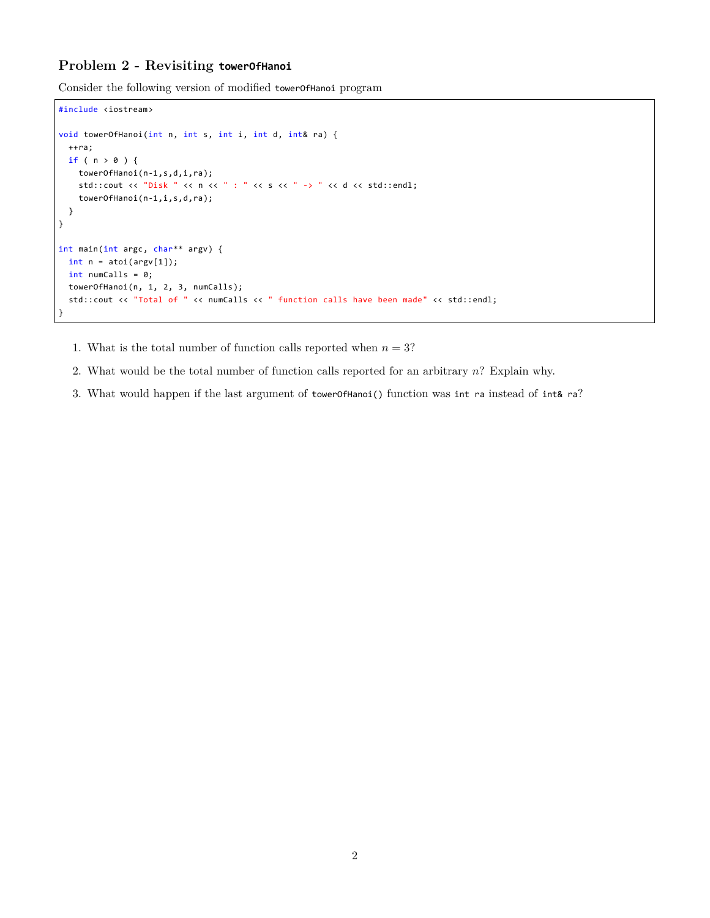## Problem 2 - Revisiting `towerOfHanoi`

Consider the following version of modified `towerOfHanoi` program

```cpp
#include <iostream>

void towerOfHanoi(int n, int s, int i, int d, int& ra) {
  ++ra;
  if ( n > 0 ) {
    towerOfHanoi(n-1,s,d,i,ra);
    std::cout << "Disk " << n << " : " << s << " -> " << d << std::endl;
    towerOfHanoi(n-1,i,s,d,ra);
  }
}

int main(int argc, char** argv) {
  int n = atoi(argv[1]);
  int numCalls = 0;
  towerOfHanoi(n, 1, 2, 3, numCalls);
  std::cout << "Total of " << numCalls << " function calls have been made" << std::endl;
}
```

1. What is the total number of function calls reported when $n = 3$?
2. What would be the total number of function calls reported for an arbitrary $n$? Explain why.
3. What would happen if the last argument of `towerOfHanoi()` function was `int ra` instead of `int& ra`?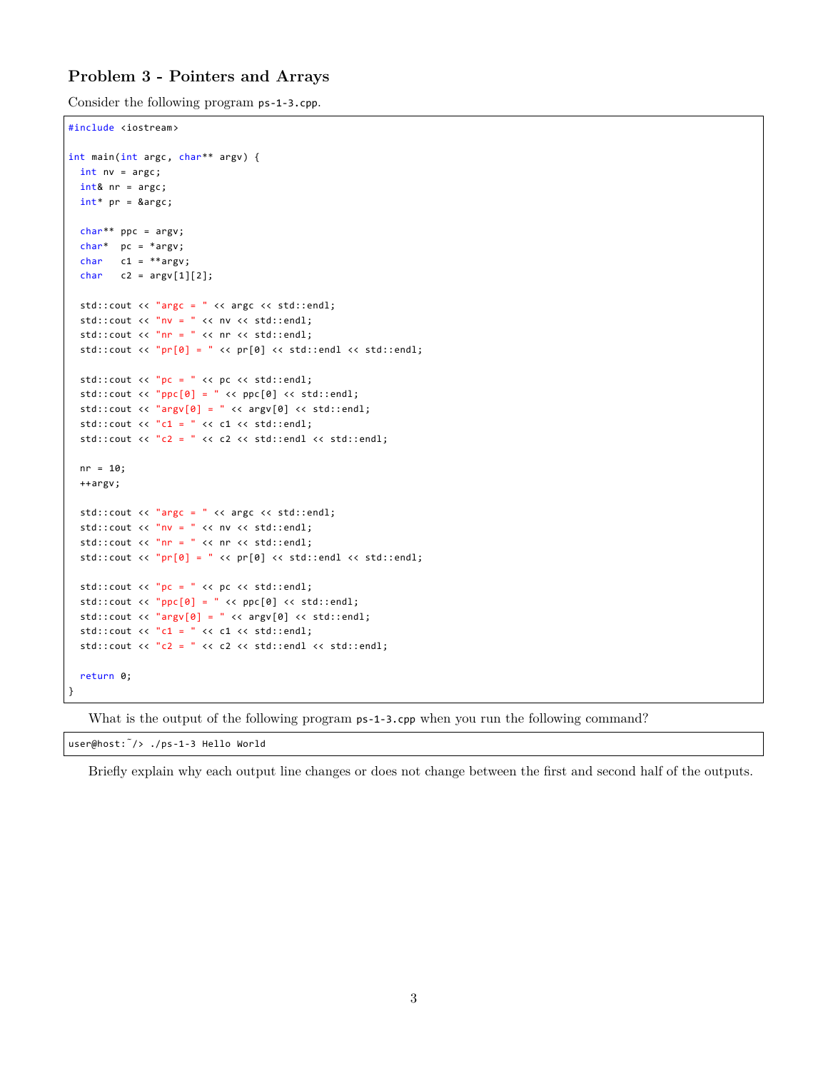### Problem 3 - Pointers and Arrays

Consider the following program `ps-1-3.cpp`.

```
#include <iostream>

int main(int argc, char** argv) {
  int nv = argc;
  int& nr = argc;
  int* pr = &argc;

  char** ppc = argv;
  char*  pc = *argv;
  char   c1 = **argv;
  char   c2 = argv[1][2];

  std::cout << "argc = " << argc << std::endl;
  std::cout << "nv = " << nv << std::endl;
  std::cout << "nr = " << nr << std::endl;
  std::cout << "pr[0] = " << pr[0] << std::endl << std::endl;

  std::cout << "pc = " << pc << std::endl;
  std::cout << "ppc[0] = " << ppc[0] << std::endl;
  std::cout << "argv[0] = " << argv[0] << std::endl;
  std::cout << "c1 = " << c1 << std::endl;
  std::cout << "c2 = " << c2 << std::endl << std::endl;

  nr = 10;
  ++argv;

  std::cout << "argc = " << argc << std::endl;
  std::cout << "nv = " << nv << std::endl;
  std::cout << "nr = " << nr << std::endl;
  std::cout << "pr[0] = " << pr[0] << std::endl << std::endl;

  std::cout << "pc = " << pc << std::endl;
  std::cout << "ppc[0] = " << ppc[0] << std::endl;
  std::cout << "argv[0] = " << argv[0] << std::endl;
  std::cout << "c1 = " << c1 << std::endl;
  std::cout << "c2 = " << c2 << std::endl << std::endl;

  return 0;
}
```

What is the output of the following program `ps-1-3.cpp` when you run the following command?

```
user@host:~/> ./ps-1-3 Hello World
```

Briefly explain why each output line changes or does not change between the first and second half of the outputs.